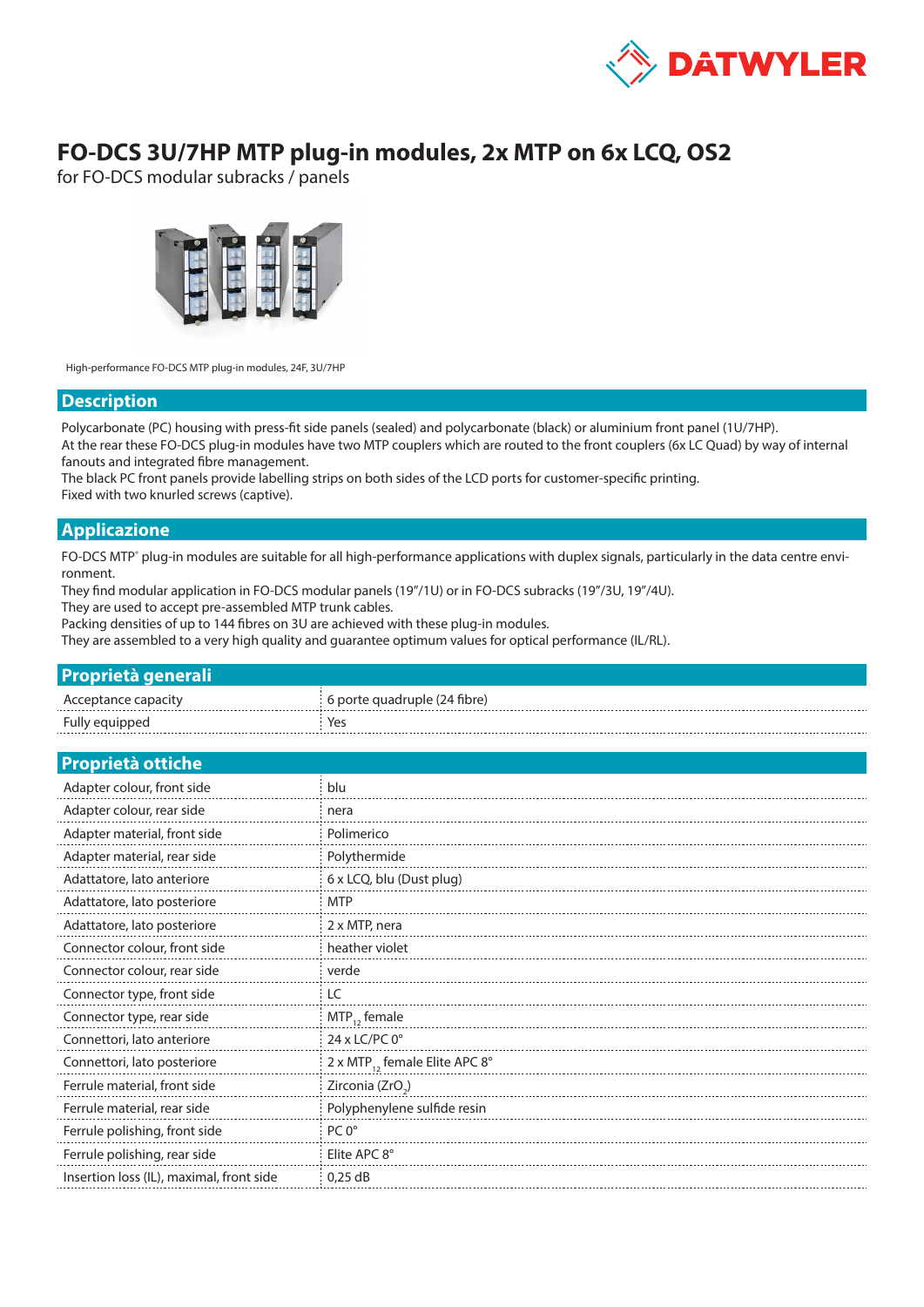# FO-DCS 3U/7HP MTP plug-in modules, 2x MTP on 6x LCQ, OS2

for FO-DCS modular subracks / panels

High-performance FO-DCS MTP plug-in modules, 24F, 3U/7HP

## Description

Polycarbonate (PC) housing with press-fit side panels (sealed) and polycarbonate (black) or aluminium front panel (1U/7HP).
At the rear these FO-DCS plug-in modules have two MTP couplers which are routed to the front couplers (6x LC Quad) by way of internal fanouts and integrated fibre management.
The black PC front panels provide labelling strips on both sides of the LCD ports for customer-specific printing.
Fixed with two knurled screws (captive).

## Applicazione

FO-DCS MTP® plug-in modules are suitable for all high-performance applications with duplex signals, particularly in the data centre environment.
They find modular application in FO-DCS modular panels (19"/1U) or in FO-DCS subracks (19"/3U, 19"/4U).
They are used to accept pre-assembled MTP trunk cables.
Packing densities of up to 144 fibres on 3U are achieved with these plug-in modules.
They are assembled to a very high quality and guarantee optimum values for optical performance (IL/RL).

## Proprietà generali

| | |
|---|---|
| Acceptance capacity | 6 porte quadruple (24 fibre) |
| Fully equipped | Yes |

## Proprietà ottiche

| | |
|---|---|
| Adapter colour, front side | blu |
| Adapter colour, rear side | nera |
| Adapter material, front side | Polimerico |
| Adapter material, rear side | Polythermide |
| Adattatore, lato anteriore | 6 x LCQ, blu (Dust plug) |
| Adattatore, lato posteriore | MTP |
| Adattatore, lato posteriore | 2 x MTP, nera |
| Connector colour, front side | heather violet |
| Connector colour, rear side | verde |
| Connector type, front side | LC |
| Connector type, rear side | $MTP_{12}$ female |
| Connettori, lato anteriore | 24 x LC/PC 0° |
| Connettori, lato posteriore | 2 x $MTP_{12}$ female Elite APC 8° |
| Ferrule material, front side | Zirconia ($ZrO_2$) |
| Ferrule material, rear side | Polyphenylene sulfide resin |
| Ferrule polishing, front side | PC 0° |
| Ferrule polishing, rear side | Elite APC 8° |
| Insertion loss (IL), maximal, front side | 0,25 dB |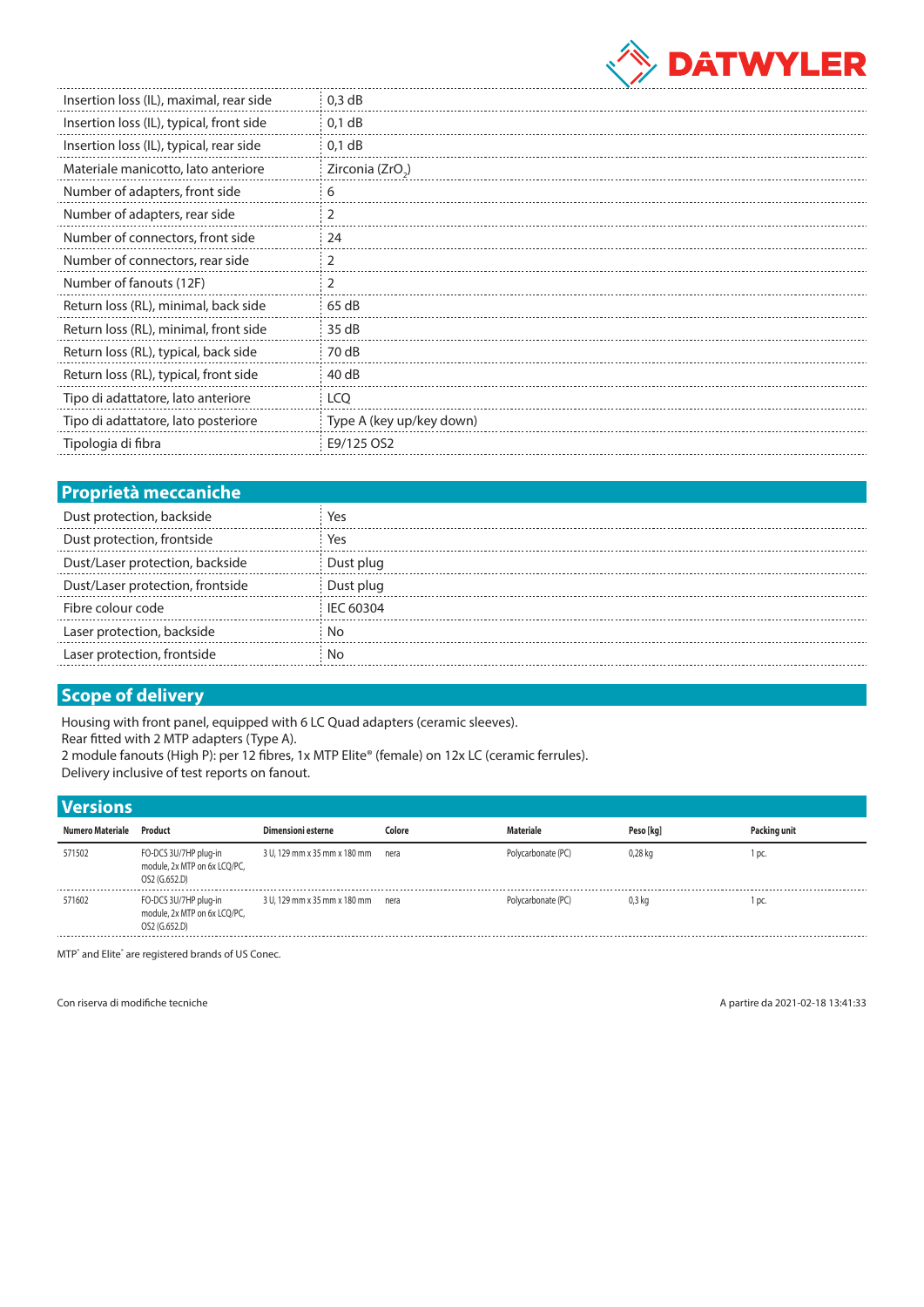| | |
|---|---|
| Insertion loss (IL), maximal, rear side | 0,3 dB |
| Insertion loss (IL), typical, front side | 0,1 dB |
| Insertion loss (IL), typical, rear side | 0,1 dB |
| Materiale manicotto, lato anteriore | Zirconia ($ZrO_2$) |
| Number of adapters, front side | 6 |
| Number of adapters, rear side | 2 |
| Number of connectors, front side | 24 |
| Number of connectors, rear side | 2 |
| Number of fanouts (12F) | 2 |
| Return loss (RL), minimal, back side | 65 dB |
| Return loss (RL), minimal, front side | 35 dB |
| Return loss (RL), typical, back side | 70 dB |
| Return loss (RL), typical, front side | 40 dB |
| Tipo di adattatore, lato anteriore | LCQ |
| Tipo di adattatore, lato posteriore | Type A (key up/key down) |
| Tipologia di fibra | E9/125 OS2 |

## Proprietà meccaniche

| | |
|---|---|
| Dust protection, backside | Yes |
| Dust protection, frontside | Yes |
| Dust/Laser protection, backside | Dust plug |
| Dust/Laser protection, frontside | Dust plug |
| Fibre colour code | IEC 60304 |
| Laser protection, backside | No |
| Laser protection, frontside | No |

## Scope of delivery

Housing with front panel, equipped with 6 LC Quad adapters (ceramic sleeves).
Rear fitted with 2 MTP adapters (Type A).
2 module fanouts (High P): per 12 fibres, 1x MTP Elite® (female) on 12x LC (ceramic ferrules).
Delivery inclusive of test reports on fanout.

## Versions

| Numero Materiale | Product | Dimensioni esterne | Colore | Materiale | Peso [kg] | Packing unit |
|---|---|---|---|---|---|---|
| 571502 | FO-DCS 3U/7HP plug-in module, 2x MTP on 6x LCQ/PC, OS2 (G.652.D) | 3 U, 129 mm x 35 mm x 180 mm | nera | Polycarbonate (PC) | 0,28 kg | 1 pc. |
| 571602 | FO-DCS 3U/7HP plug-in module, 2x MTP on 6x LCQ/PC, OS2 (G.652.D) | 3 U, 129 mm x 35 mm x 180 mm | nera | Polycarbonate (PC) | 0,3 kg | 1 pc. |

MTP® and Elite® are registered brands of US Conec.

Con riserva di modifiche tecniche

A partire da 2021-02-18 13:41:33